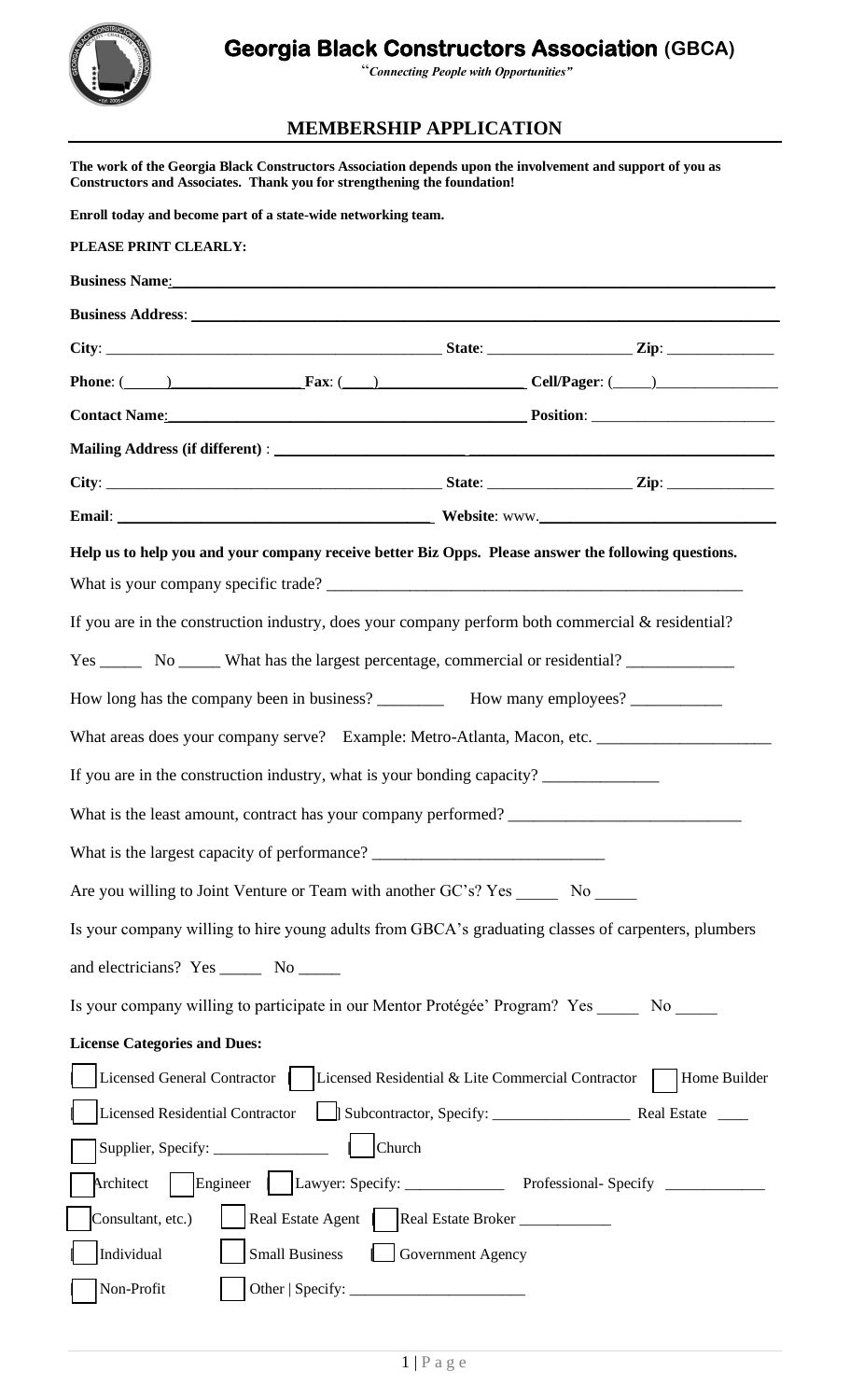# Georgia Black Constructors Association (GBCA)

*"Connecting People with Opportunities"*

## MEMBERSHIP APPLICATION

**The work of the Georgia Black Constructors Association depends upon the involvement and support of you as Constructors and Associates. Thank you for strengthening the foundation!**

**Enroll today and become part of a state-wide networking team.**

**PLEASE PRINT CLEARLY:**

**Business Name:** ______________________________________________

**Business Address:** ______________________________________________

**City:** ______________________ **State:** ____________ **Zip:** __________

**Phone:** (____) ____________ **Fax:** (____) ____________ **Cell/Pager:** (____) ____________

**Contact Name:** ______________________________ **Position:** ____________________

**Mailing Address (if different):** ______________________________________________

**City:** ______________________ **State:** ____________ **Zip:** __________

**Email:** ______________________________ **Website:** www.____________________

**Help us to help you and your company receive better Biz Opps. Please answer the following questions.**

What is your company specific trade? ______________________________________________

If you are in the construction industry, does your company perform both commercial & residential?

Yes _____ No _____ What has the largest percentage, commercial or residential? ____________

How long has the company been in business? ________ How many employees? __________

What areas does your company serve? Example: Metro-Atlanta, Macon, etc. ____________________

If you are in the construction industry, what is your bonding capacity? ______________

What is the least amount, contract has your company performed? ___________________________

What is the largest capacity of performance? ___________________________

Are you willing to Joint Venture or Team with another GC's? Yes _____ No _____

Is your company willing to hire young adults from GBCA's graduating classes of carpenters, plumbers and electricians? Yes _____ No _____

Is your company willing to participate in our Mentor Protégée' Program? Yes _____ No _____

**License Categories and Dues:**

- [ ] Licensed General Contractor
- [ ] Licensed Residential & Lite Commercial Contractor
- [ ] Home Builder
- [ ] Licensed Residential Contractor
- [ ] Subcontractor, Specify: _________________
- Real Estate ____
- [ ] Supplier, Specify: _______________
- [ ] Church
- [ ] Architect
- [ ] Engineer
- [ ] Lawyer: Specify: ____________
- Professional- Specify ____________
- [ ] Consultant, etc.)
- [ ] Real Estate Agent
- [ ] Real Estate Broker ___________
- [ ] Individual
- [ ] Small Business
- [ ] Government Agency
- [ ] Non-Profit
- [ ] Other | Specify: ____________________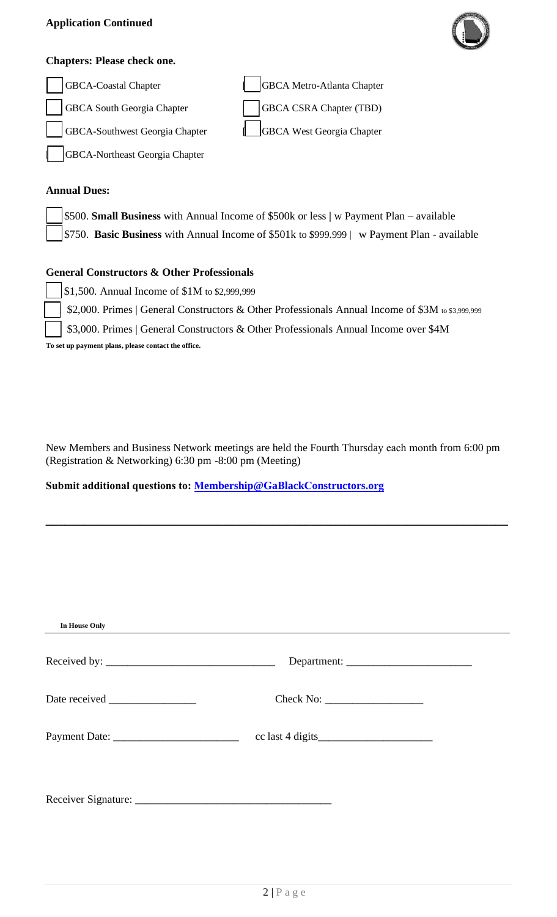**Application Continued**

**Chapters: Please check one.**

- ☐ GBCA-Coastal Chapter
- ☐ GBCA Metro-Atlanta Chapter
- ☐ GBCA South Georgia Chapter
- ☐ GBCA CSRA Chapter (TBD)
- ☐ GBCA-Southwest Georgia Chapter
- ☐ GBCA West Georgia Chapter
- ☐ GBCA-Northeast Georgia Chapter

**Annual Dues:**

- ☐ $500. **Small Business** with Annual Income of $500k or less | w Payment Plan – available
- ☐ $750. **Basic Business** with Annual Income of $501k to $999.999 | w Payment Plan - available

**General Constructors & Other Professionals**

- ☐ $1,500. Annual Income of $1M to $2,999,999
- ☐ $2,000. Primes | General Constructors & Other Professionals Annual Income of $3M to $3,999,999
- ☐ $3,000. Primes | General Constructors & Other Professionals Annual Income over $4M

**To set up payment plans, please contact the office.**

New Members and Business Network meetings are held the Fourth Thursday each month from 6:00 pm (Registration & Networking) 6:30 pm -8:00 pm (Meeting)

**Submit additional questions to: Membership@GaBlackConstructors.org**

---

**In House Only**

Received by: ______________________________ Department: ______________________

Date received ________________ Check No: __________________

Payment Date: ______________________ cc last 4 digits____________________

Receiver Signature: ___________________________________